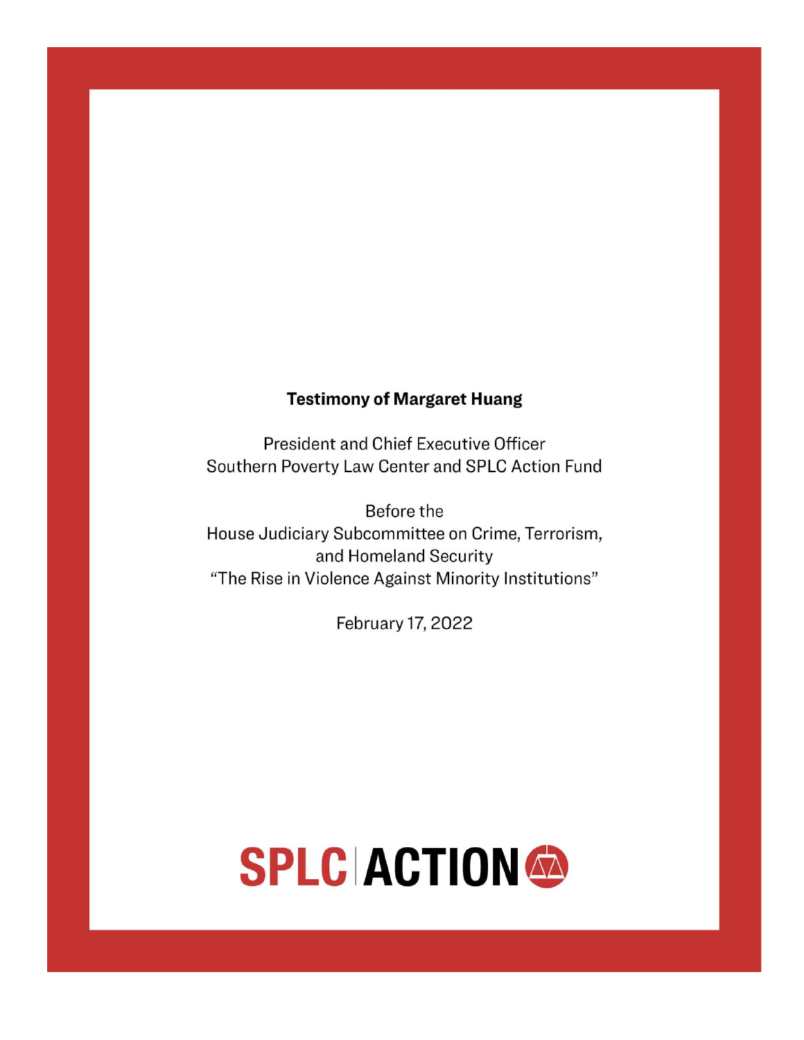**Testimony of Margaret Huang**

President and Chief Executive Officer
Southern Poverty Law Center and SPLC Action Fund

Before the
House Judiciary Subcommittee on Crime, Terrorism, and Homeland Security
"The Rise in Violence Against Minority Institutions"

February 17, 2022

SPLC | ACTION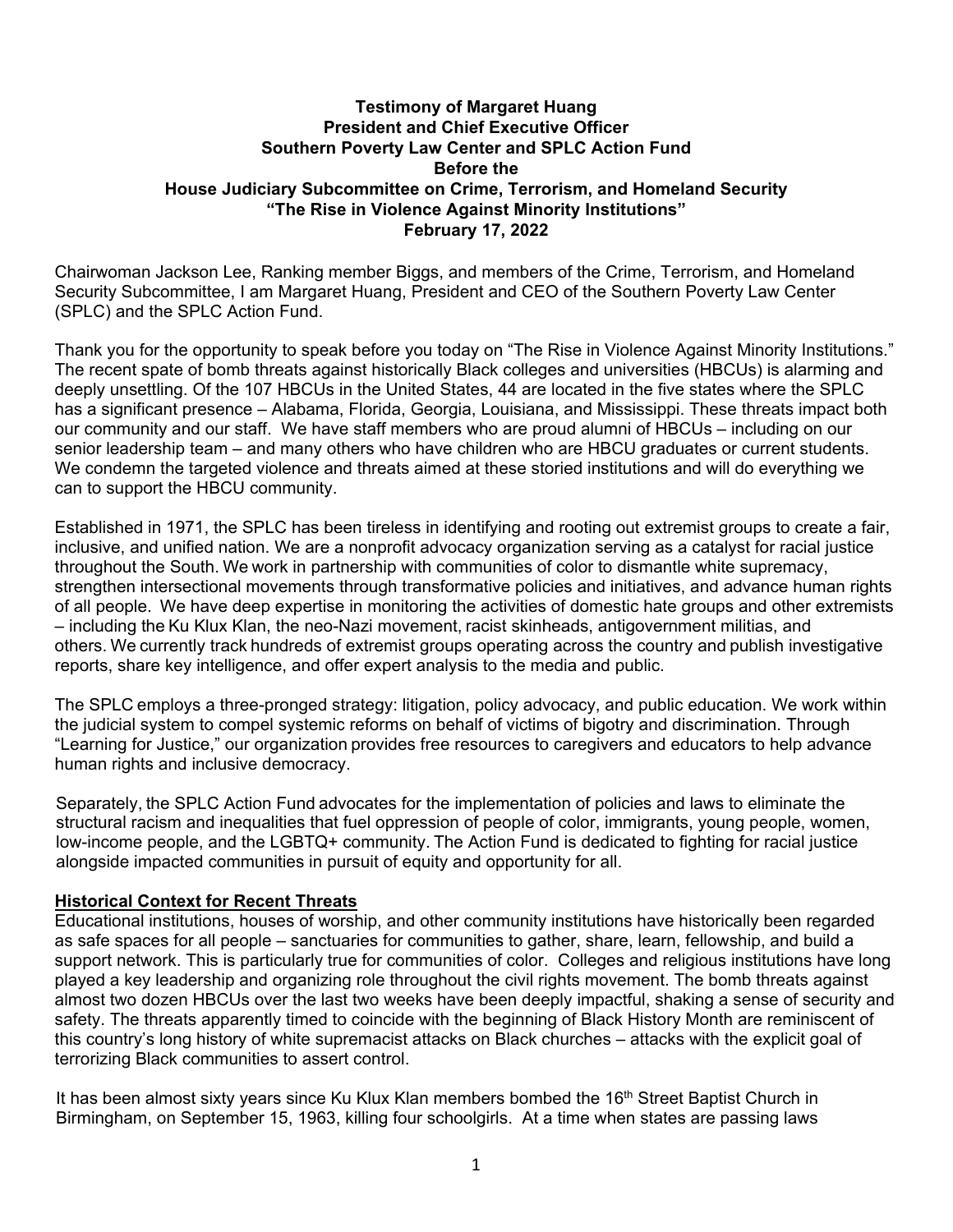**Testimony of Margaret Huang**
**President and Chief Executive Officer**
**Southern Poverty Law Center and SPLC Action Fund**
**Before the**
**House Judiciary Subcommittee on Crime, Terrorism, and Homeland Security**
**"The Rise in Violence Against Minority Institutions"**
**February 17, 2022**

Chairwoman Jackson Lee, Ranking member Biggs, and members of the Crime, Terrorism, and Homeland Security Subcommittee, I am Margaret Huang, President and CEO of the Southern Poverty Law Center (SPLC) and the SPLC Action Fund.

Thank you for the opportunity to speak before you today on "The Rise in Violence Against Minority Institutions." The recent spate of bomb threats against historically Black colleges and universities (HBCUs) is alarming and deeply unsettling. Of the 107 HBCUs in the United States, 44 are located in the five states where the SPLC has a significant presence – Alabama, Florida, Georgia, Louisiana, and Mississippi. These threats impact both our community and our staff. We have staff members who are proud alumni of HBCUs – including on our senior leadership team – and many others who have children who are HBCU graduates or current students. We condemn the targeted violence and threats aimed at these storied institutions and will do everything we can to support the HBCU community.

Established in 1971, the SPLC has been tireless in identifying and rooting out extremist groups to create a fair, inclusive, and unified nation. We are a nonprofit advocacy organization serving as a catalyst for racial justice throughout the South. We work in partnership with communities of color to dismantle white supremacy, strengthen intersectional movements through transformative policies and initiatives, and advance human rights of all people. We have deep expertise in monitoring the activities of domestic hate groups and other extremists – including the Ku Klux Klan, the neo-Nazi movement, racist skinheads, antigovernment militias, and others. We currently track hundreds of extremist groups operating across the country and publish investigative reports, share key intelligence, and offer expert analysis to the media and public.

The SPLC employs a three-pronged strategy: litigation, policy advocacy, and public education. We work within the judicial system to compel systemic reforms on behalf of victims of bigotry and discrimination. Through "Learning for Justice," our organization provides free resources to caregivers and educators to help advance human rights and inclusive democracy.

Separately, the SPLC Action Fund advocates for the implementation of policies and laws to eliminate the structural racism and inequalities that fuel oppression of people of color, immigrants, young people, women, low-income people, and the LGBTQ+ community. The Action Fund is dedicated to fighting for racial justice alongside impacted communities in pursuit of equity and opportunity for all.

## Historical Context for Recent Threats

Educational institutions, houses of worship, and other community institutions have historically been regarded as safe spaces for all people – sanctuaries for communities to gather, share, learn, fellowship, and build a support network. This is particularly true for communities of color. Colleges and religious institutions have long played a key leadership and organizing role throughout the civil rights movement. The bomb threats against almost two dozen HBCUs over the last two weeks have been deeply impactful, shaking a sense of security and safety. The threats apparently timed to coincide with the beginning of Black History Month are reminiscent of this country's long history of white supremacist attacks on Black churches – attacks with the explicit goal of terrorizing Black communities to assert control.

It has been almost sixty years since Ku Klux Klan members bombed the 16th Street Baptist Church in Birmingham, on September 15, 1963, killing four schoolgirls. At a time when states are passing laws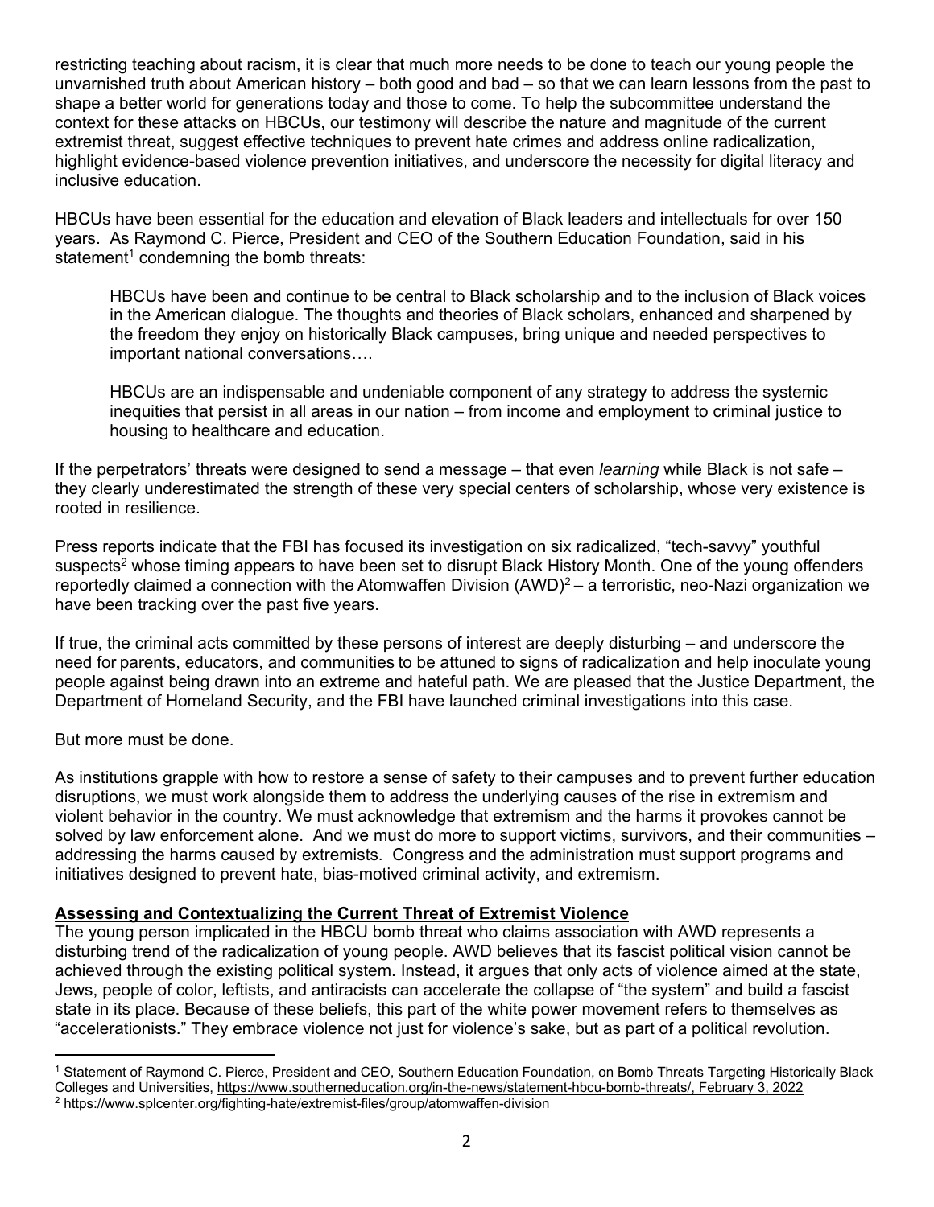restricting teaching about racism, it is clear that much more needs to be done to teach our young people the unvarnished truth about American history – both good and bad – so that we can learn lessons from the past to shape a better world for generations today and those to come. To help the subcommittee understand the context for these attacks on HBCUs, our testimony will describe the nature and magnitude of the current extremist threat, suggest effective techniques to prevent hate crimes and address online radicalization, highlight evidence-based violence prevention initiatives, and underscore the necessity for digital literacy and inclusive education.

HBCUs have been essential for the education and elevation of Black leaders and intellectuals for over 150 years. As Raymond C. Pierce, President and CEO of the Southern Education Foundation, said in his statement[1] condemning the bomb threats:

> HBCUs have been and continue to be central to Black scholarship and to the inclusion of Black voices in the American dialogue. The thoughts and theories of Black scholars, enhanced and sharpened by the freedom they enjoy on historically Black campuses, bring unique and needed perspectives to important national conversations….
>
> HBCUs are an indispensable and undeniable component of any strategy to address the systemic inequities that persist in all areas in our nation – from income and employment to criminal justice to housing to healthcare and education.

If the perpetrators' threats were designed to send a message – that even *learning* while Black is not safe – they clearly underestimated the strength of these very special centers of scholarship, whose very existence is rooted in resilience.

Press reports indicate that the FBI has focused its investigation on six radicalized, "tech-savvy" youthful suspects[2] whose timing appears to have been set to disrupt Black History Month. One of the young offenders reportedly claimed a connection with the Atomwaffen Division (AWD)[2] – a terroristic, neo-Nazi organization we have been tracking over the past five years.

If true, the criminal acts committed by these persons of interest are deeply disturbing – and underscore the need for parents, educators, and communities to be attuned to signs of radicalization and help inoculate young people against being drawn into an extreme and hateful path. We are pleased that the Justice Department, the Department of Homeland Security, and the FBI have launched criminal investigations into this case.

But more must be done.

As institutions grapple with how to restore a sense of safety to their campuses and to prevent further education disruptions, we must work alongside them to address the underlying causes of the rise in extremism and violent behavior in the country. We must acknowledge that extremism and the harms it provokes cannot be solved by law enforcement alone. And we must do more to support victims, survivors, and their communities – addressing the harms caused by extremists. Congress and the administration must support programs and initiatives designed to prevent hate, bias-motived criminal activity, and extremism.

**Assessing and Contextualizing the Current Threat of Extremist Violence**

The young person implicated in the HBCU bomb threat who claims association with AWD represents a disturbing trend of the radicalization of young people. AWD believes that its fascist political vision cannot be achieved through the existing political system. Instead, it argues that only acts of violence aimed at the state, Jews, people of color, leftists, and antiracists can accelerate the collapse of "the system" and build a fascist state in its place. Because of these beliefs, this part of the white power movement refers to themselves as "accelerationists." They embrace violence not just for violence's sake, but as part of a political revolution.

---

[1] Statement of Raymond C. Pierce, President and CEO, Southern Education Foundation, on Bomb Threats Targeting Historically Black Colleges and Universities, https://www.southerneducation.org/in-the-news/statement-hbcu-bomb-threats/, February 3, 2022

[2] https://www.splcenter.org/fighting-hate/extremist-files/group/atomwaffen-division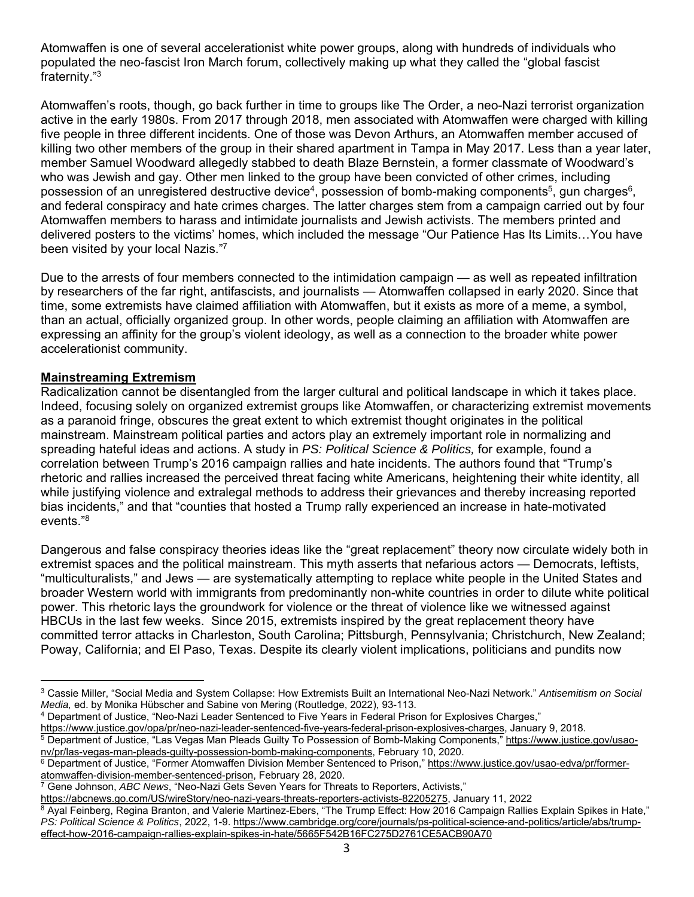Atomwaffen is one of several accelerationist white power groups, along with hundreds of individuals who populated the neo-fascist Iron March forum, collectively making up what they called the "global fascist fraternity."[3]

Atomwaffen's roots, though, go back further in time to groups like The Order, a neo-Nazi terrorist organization active in the early 1980s. From 2017 through 2018, men associated with Atomwaffen were charged with killing five people in three different incidents. One of those was Devon Arthurs, an Atomwaffen member accused of killing two other members of the group in their shared apartment in Tampa in May 2017. Less than a year later, member Samuel Woodward allegedly stabbed to death Blaze Bernstein, a former classmate of Woodward's who was Jewish and gay. Other men linked to the group have been convicted of other crimes, including possession of an unregistered destructive device[4], possession of bomb-making components[5], gun charges[6], and federal conspiracy and hate crimes charges. The latter charges stem from a campaign carried out by four Atomwaffen members to harass and intimidate journalists and Jewish activists. The members printed and delivered posters to the victims' homes, which included the message "Our Patience Has Its Limits…You have been visited by your local Nazis."[7]

Due to the arrests of four members connected to the intimidation campaign — as well as repeated infiltration by researchers of the far right, antifascists, and journalists — Atomwaffen collapsed in early 2020. Since that time, some extremists have claimed affiliation with Atomwaffen, but it exists as more of a meme, a symbol, than an actual, officially organized group. In other words, people claiming an affiliation with Atomwaffen are expressing an affinity for the group's violent ideology, as well as a connection to the broader white power accelerationist community.

## Mainstreaming Extremism

Radicalization cannot be disentangled from the larger cultural and political landscape in which it takes place. Indeed, focusing solely on organized extremist groups like Atomwaffen, or characterizing extremist movements as a paranoid fringe, obscures the great extent to which extremist thought originates in the political mainstream. Mainstream political parties and actors play an extremely important role in normalizing and spreading hateful ideas and actions. A study in *PS: Political Science & Politics,* for example, found a correlation between Trump's 2016 campaign rallies and hate incidents. The authors found that "Trump's rhetoric and rallies increased the perceived threat facing white Americans, heightening their white identity, all while justifying violence and extralegal methods to address their grievances and thereby increasing reported bias incidents," and that "counties that hosted a Trump rally experienced an increase in hate-motivated events."[8]

Dangerous and false conspiracy theories ideas like the "great replacement" theory now circulate widely both in extremist spaces and the political mainstream. This myth asserts that nefarious actors — Democrats, leftists, "multiculturalists," and Jews — are systematically attempting to replace white people in the United States and broader Western world with immigrants from predominantly non-white countries in order to dilute white political power. This rhetoric lays the groundwork for violence or the threat of violence like we witnessed against HBCUs in the last few weeks. Since 2015, extremists inspired by the great replacement theory have committed terror attacks in Charleston, South Carolina; Pittsburgh, Pennsylvania; Christchurch, New Zealand; Poway, California; and El Paso, Texas. Despite its clearly violent implications, politicians and pundits now

---

[3] Cassie Miller, "Social Media and System Collapse: How Extremists Built an International Neo-Nazi Network." *Antisemitism on Social Media,* ed. by Monika Hübscher and Sabine von Mering (Routledge, 2022), 93-113.

[4] Department of Justice, "Neo-Nazi Leader Sentenced to Five Years in Federal Prison for Explosives Charges," https://www.justice.gov/opa/pr/neo-nazi-leader-sentenced-five-years-federal-prison-explosives-charges, January 9, 2018.

[5] Department of Justice, "Las Vegas Man Pleads Guilty To Possession of Bomb-Making Components," https://www.justice.gov/usao-nv/pr/las-vegas-man-pleads-guilty-possession-bomb-making-components, February 10, 2020.

[6] Department of Justice, "Former Atomwaffen Division Member Sentenced to Prison," https://www.justice.gov/usao-edva/pr/former-atomwaffen-division-member-sentenced-prison, February 28, 2020.

[7] Gene Johnson, *ABC News*, "Neo-Nazi Gets Seven Years for Threats to Reporters, Activists," https://abcnews.go.com/US/wireStory/neo-nazi-years-threats-reporters-activists-82205275, January 11, 2022

[8] Ayal Feinberg, Regina Branton, and Valerie Martinez-Ebers, "The Trump Effect: How 2016 Campaign Rallies Explain Spikes in Hate," *PS: Political Science & Politics*, 2022, 1-9. https://www.cambridge.org/core/journals/ps-political-science-and-politics/article/abs/trump-effect-how-2016-campaign-rallies-explain-spikes-in-hate/5665F542B16FC275D2761CE5ACB90A70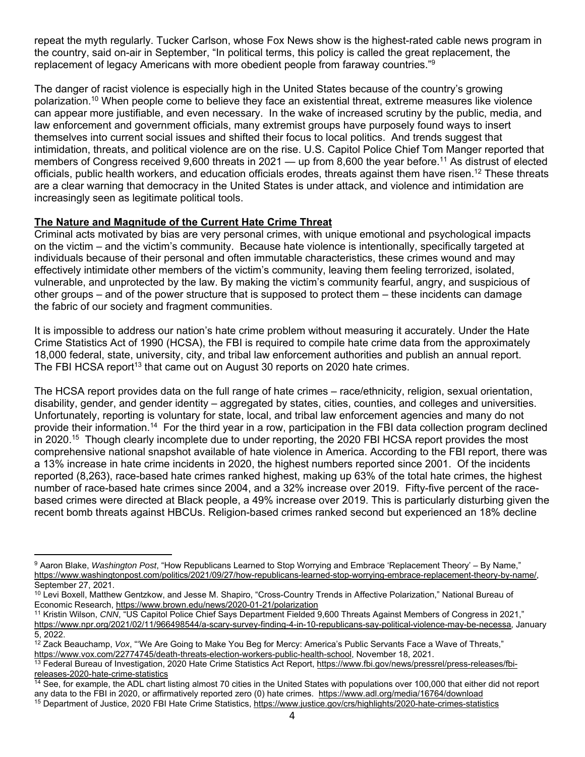repeat the myth regularly. Tucker Carlson, whose Fox News show is the highest-rated cable news program in the country, said on-air in September, "In political terms, this policy is called the great replacement, the replacement of legacy Americans with more obedient people from faraway countries."[9]

The danger of racist violence is especially high in the United States because of the country's growing polarization.[10] When people come to believe they face an existential threat, extreme measures like violence can appear more justifiable, and even necessary. In the wake of increased scrutiny by the public, media, and law enforcement and government officials, many extremist groups have purposely found ways to insert themselves into current social issues and shifted their focus to local politics. And trends suggest that intimidation, threats, and political violence are on the rise. U.S. Capitol Police Chief Tom Manger reported that members of Congress received 9,600 threats in 2021 — up from 8,600 the year before.[11] As distrust of elected officials, public health workers, and education officials erodes, threats against them have risen.[12] These threats are a clear warning that democracy in the United States is under attack, and violence and intimidation are increasingly seen as legitimate political tools.

**The Nature and Magnitude of the Current Hate Crime Threat**

Criminal acts motivated by bias are very personal crimes, with unique emotional and psychological impacts on the victim – and the victim's community. Because hate violence is intentionally, specifically targeted at individuals because of their personal and often immutable characteristics, these crimes wound and may effectively intimidate other members of the victim's community, leaving them feeling terrorized, isolated, vulnerable, and unprotected by the law. By making the victim's community fearful, angry, and suspicious of other groups – and of the power structure that is supposed to protect them – these incidents can damage the fabric of our society and fragment communities.

It is impossible to address our nation's hate crime problem without measuring it accurately. Under the Hate Crime Statistics Act of 1990 (HCSA), the FBI is required to compile hate crime data from the approximately 18,000 federal, state, university, city, and tribal law enforcement authorities and publish an annual report. The FBI HCSA report[13] that came out on August 30 reports on 2020 hate crimes.

The HCSA report provides data on the full range of hate crimes – race/ethnicity, religion, sexual orientation, disability, gender, and gender identity – aggregated by states, cities, counties, and colleges and universities. Unfortunately, reporting is voluntary for state, local, and tribal law enforcement agencies and many do not provide their information.[14] For the third year in a row, participation in the FBI data collection program declined in 2020.[15] Though clearly incomplete due to under reporting, the 2020 FBI HCSA report provides the most comprehensive national snapshot available of hate violence in America. According to the FBI report, there was a 13% increase in hate crime incidents in 2020, the highest numbers reported since 2001. Of the incidents reported (8,263), race-based hate crimes ranked highest, making up 63% of the total hate crimes, the highest number of race-based hate crimes since 2004, and a 32% increase over 2019. Fifty-five percent of the race-based crimes were directed at Black people, a 49% increase over 2019. This is particularly disturbing given the recent bomb threats against HBCUs. Religion-based crimes ranked second but experienced an 18% decline

---

[9] Aaron Blake, *Washington Post*, "How Republicans Learned to Stop Worrying and Embrace 'Replacement Theory' – By Name," https://www.washingtonpost.com/politics/2021/09/27/how-republicans-learned-stop-worrying-embrace-replacement-theory-by-name/, September 27, 2021.

[10] Levi Boxell, Matthew Gentzkow, and Jesse M. Shapiro, "Cross-Country Trends in Affective Polarization," National Bureau of Economic Research, https://www.brown.edu/news/2020-01-21/polarization

[11] Kristin Wilson, *CNN*, "US Capitol Police Chief Says Department Fielded 9,600 Threats Against Members of Congress in 2021," https://www.npr.org/2021/02/11/966498544/a-scary-survey-finding-4-in-10-republicans-say-political-violence-may-be-necessa, January 5, 2022.

[12] Zack Beauchamp, *Vox*, "'We Are Going to Make You Beg for Mercy: America's Public Servants Face a Wave of Threats," https://www.vox.com/22774745/death-threats-election-workers-public-health-school, November 18, 2021.

[13] Federal Bureau of Investigation, 2020 Hate Crime Statistics Act Report, https://www.fbi.gov/news/pressrel/press-releases/fbi-releases-2020-hate-crime-statistics

[14] See, for example, the ADL chart listing almost 70 cities in the United States with populations over 100,000 that either did not report any data to the FBI in 2020, or affirmatively reported zero (0) hate crimes. https://www.adl.org/media/16764/download

[15] Department of Justice, 2020 FBI Hate Crime Statistics, https://www.justice.gov/crs/highlights/2020-hate-crimes-statistics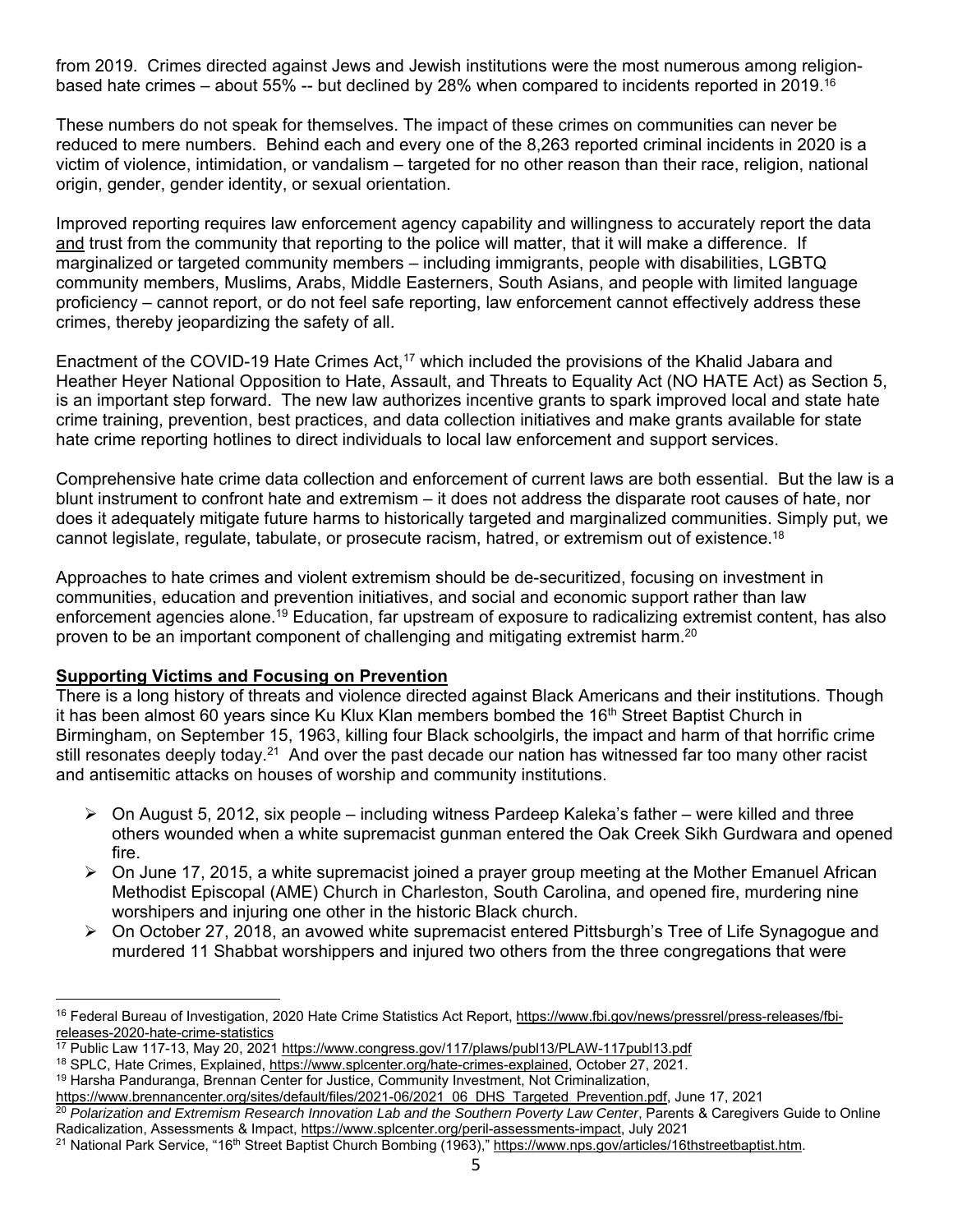from 2019. Crimes directed against Jews and Jewish institutions were the most numerous among religion-based hate crimes – about 55% -- but declined by 28% when compared to incidents reported in 2019.[16]

These numbers do not speak for themselves. The impact of these crimes on communities can never be reduced to mere numbers. Behind each and every one of the 8,263 reported criminal incidents in 2020 is a victim of violence, intimidation, or vandalism – targeted for no other reason than their race, religion, national origin, gender, gender identity, or sexual orientation.

Improved reporting requires law enforcement agency capability and willingness to accurately report the data and trust from the community that reporting to the police will matter, that it will make a difference. If marginalized or targeted community members – including immigrants, people with disabilities, LGBTQ community members, Muslims, Arabs, Middle Easterners, South Asians, and people with limited language proficiency – cannot report, or do not feel safe reporting, law enforcement cannot effectively address these crimes, thereby jeopardizing the safety of all.

Enactment of the COVID-19 Hate Crimes Act,[17] which included the provisions of the Khalid Jabara and Heather Heyer National Opposition to Hate, Assault, and Threats to Equality Act (NO HATE Act) as Section 5, is an important step forward. The new law authorizes incentive grants to spark improved local and state hate crime training, prevention, best practices, and data collection initiatives and make grants available for state hate crime reporting hotlines to direct individuals to local law enforcement and support services.

Comprehensive hate crime data collection and enforcement of current laws are both essential. But the law is a blunt instrument to confront hate and extremism – it does not address the disparate root causes of hate, nor does it adequately mitigate future harms to historically targeted and marginalized communities. Simply put, we cannot legislate, regulate, tabulate, or prosecute racism, hatred, or extremism out of existence.[18]

Approaches to hate crimes and violent extremism should be de-securitized, focusing on investment in communities, education and prevention initiatives, and social and economic support rather than law enforcement agencies alone.[19] Education, far upstream of exposure to radicalizing extremist content, has also proven to be an important component of challenging and mitigating extremist harm.[20]

## Supporting Victims and Focusing on Prevention

There is a long history of threats and violence directed against Black Americans and their institutions. Though it has been almost 60 years since Ku Klux Klan members bombed the 16th Street Baptist Church in Birmingham, on September 15, 1963, killing four Black schoolgirls, the impact and harm of that horrific crime still resonates deeply today.[21] And over the past decade our nation has witnessed far too many other racist and antisemitic attacks on houses of worship and community institutions.

- On August 5, 2012, six people – including witness Pardeep Kaleka's father – were killed and three others wounded when a white supremacist gunman entered the Oak Creek Sikh Gurdwara and opened fire.
- On June 17, 2015, a white supremacist joined a prayer group meeting at the Mother Emanuel African Methodist Episcopal (AME) Church in Charleston, South Carolina, and opened fire, murdering nine worshipers and injuring one other in the historic Black church.
- On October 27, 2018, an avowed white supremacist entered Pittsburgh's Tree of Life Synagogue and murdered 11 Shabbat worshippers and injured two others from the three congregations that were

---

[16] Federal Bureau of Investigation, 2020 Hate Crime Statistics Act Report, https://www.fbi.gov/news/pressrel/press-releases/fbi-releases-2020-hate-crime-statistics

[17] Public Law 117-13, May 20, 2021 https://www.congress.gov/117/plaws/publ13/PLAW-117publ13.pdf

[18] SPLC, Hate Crimes, Explained, https://www.splcenter.org/hate-crimes-explained, October 27, 2021.

[19] Harsha Panduranga, Brennan Center for Justice, Community Investment, Not Criminalization, https://www.brennancenter.org/sites/default/files/2021-06/2021_06_DHS_Targeted_Prevention.pdf, June 17, 2021

[20] *Polarization and Extremism Research Innovation Lab and the Southern Poverty Law Center*, Parents & Caregivers Guide to Online Radicalization, Assessments & Impact, https://www.splcenter.org/peril-assessments-impact, July 2021

[21] National Park Service, "16th Street Baptist Church Bombing (1963)," https://www.nps.gov/articles/16thstreetbaptist.htm.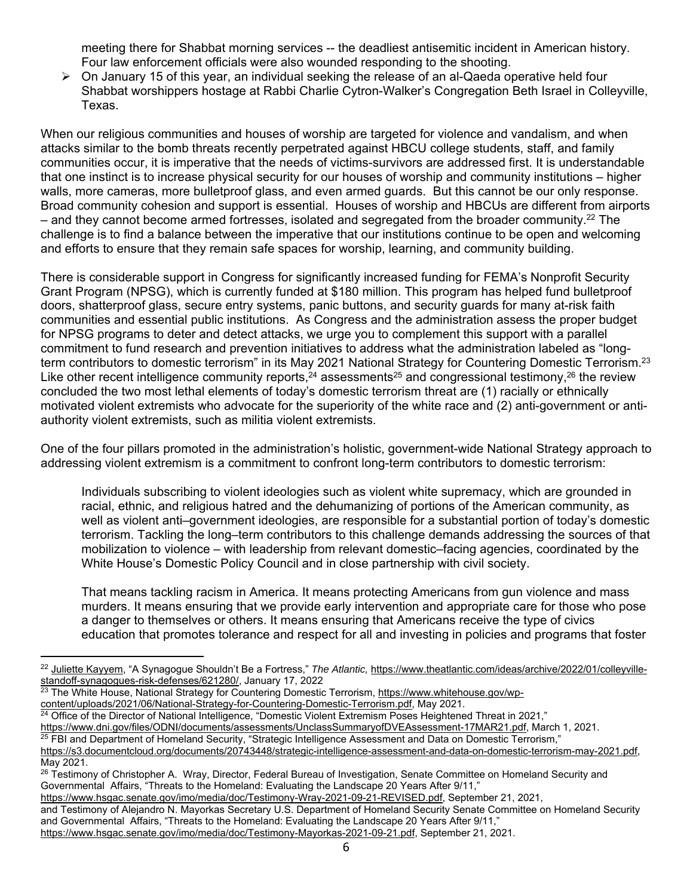meeting there for Shabbat morning services -- the deadliest antisemitic incident in American history. Four law enforcement officials were also wounded responding to the shooting.

- On January 15 of this year, an individual seeking the release of an al-Qaeda operative held four Shabbat worshippers hostage at Rabbi Charlie Cytron-Walker's Congregation Beth Israel in Colleyville, Texas.

When our religious communities and houses of worship are targeted for violence and vandalism, and when attacks similar to the bomb threats recently perpetrated against HBCU college students, staff, and family communities occur, it is imperative that the needs of victims-survivors are addressed first. It is understandable that one instinct is to increase physical security for our houses of worship and community institutions – higher walls, more cameras, more bulletproof glass, and even armed guards. But this cannot be our only response. Broad community cohesion and support is essential. Houses of worship and HBCUs are different from airports – and they cannot become armed fortresses, isolated and segregated from the broader community.[22] The challenge is to find a balance between the imperative that our institutions continue to be open and welcoming and efforts to ensure that they remain safe spaces for worship, learning, and community building.

There is considerable support in Congress for significantly increased funding for FEMA's Nonprofit Security Grant Program (NPSG), which is currently funded at $180 million. This program has helped fund bulletproof doors, shatterproof glass, secure entry systems, panic buttons, and security guards for many at-risk faith communities and essential public institutions. As Congress and the administration assess the proper budget for NPSG programs to deter and detect attacks, we urge you to complement this support with a parallel commitment to fund research and prevention initiatives to address what the administration labeled as "long-term contributors to domestic terrorism" in its May 2021 National Strategy for Countering Domestic Terrorism.[23] Like other recent intelligence community reports,[24] assessments[25] and congressional testimony,[26] the review concluded the two most lethal elements of today's domestic terrorism threat are (1) racially or ethnically motivated violent extremists who advocate for the superiority of the white race and (2) anti-government or anti-authority violent extremists, such as militia violent extremists.

One of the four pillars promoted in the administration's holistic, government-wide National Strategy approach to addressing violent extremism is a commitment to confront long-term contributors to domestic terrorism:

> Individuals subscribing to violent ideologies such as violent white supremacy, which are grounded in racial, ethnic, and religious hatred and the dehumanizing of portions of the American community, as well as violent anti–government ideologies, are responsible for a substantial portion of today's domestic terrorism. Tackling the long–term contributors to this challenge demands addressing the sources of that mobilization to violence – with leadership from relevant domestic–facing agencies, coordinated by the White House's Domestic Policy Council and in close partnership with civil society.
>
> That means tackling racism in America. It means protecting Americans from gun violence and mass murders. It means ensuring that we provide early intervention and appropriate care for those who pose a danger to themselves or others. It means ensuring that Americans receive the type of civics education that promotes tolerance and respect for all and investing in policies and programs that foster

---

[22] Juliette Kayyem, "A Synagogue Shouldn't Be a Fortress," *The Atlantic,* https://www.theatlantic.com/ideas/archive/2022/01/colleyville-standoff-synagogues-risk-defenses/621280/, January 17, 2022

[23] The White House, National Strategy for Countering Domestic Terrorism, https://www.whitehouse.gov/wp-content/uploads/2021/06/National-Strategy-for-Countering-Domestic-Terrorism.pdf, May 2021.

[24] Office of the Director of National Intelligence, "Domestic Violent Extremism Poses Heightened Threat in 2021," https://www.dni.gov/files/ODNI/documents/assessments/UnclassSummaryofDVEAssessment-17MAR21.pdf, March 1, 2021.

[25] FBI and Department of Homeland Security, "Strategic Intelligence Assessment and Data on Domestic Terrorism," https://s3.documentcloud.org/documents/20743448/strategic-intelligence-assessment-and-data-on-domestic-terrorism-may-2021.pdf, May 2021.

[26] Testimony of Christopher A. Wray, Director, Federal Bureau of Investigation, Senate Committee on Homeland Security and Governmental Affairs, "Threats to the Homeland: Evaluating the Landscape 20 Years After 9/11," https://www.hsgac.senate.gov/imo/media/doc/Testimony-Wray-2021-09-21-REVISED.pdf, September 21, 2021, and Testimony of Alejandro N. Mayorkas Secretary U.S. Department of Homeland Security Senate Committee on Homeland Security and Governmental Affairs, "Threats to the Homeland: Evaluating the Landscape 20 Years After 9/11," https://www.hsgac.senate.gov/imo/media/doc/Testimony-Mayorkas-2021-09-21.pdf, September 21, 2021.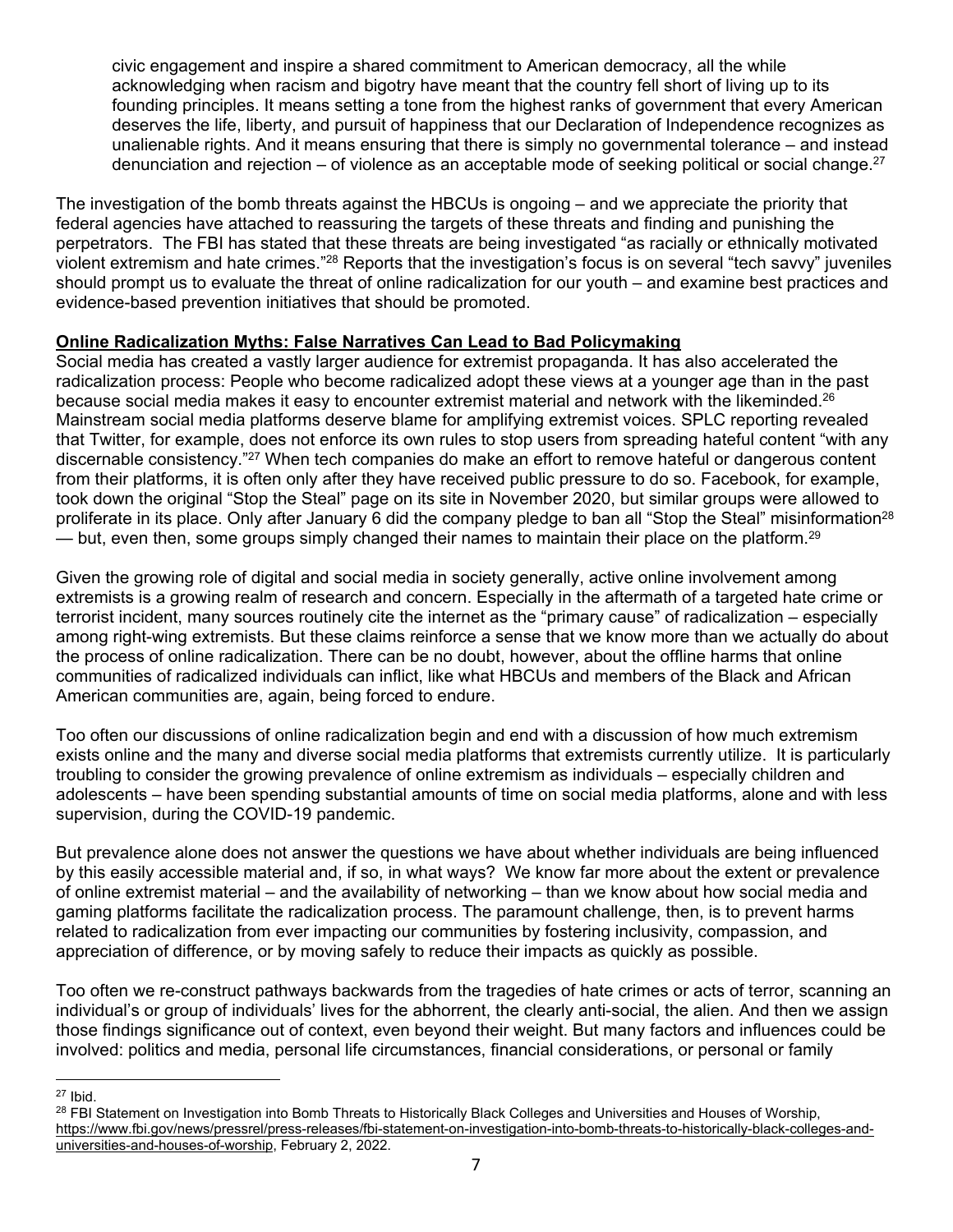civic engagement and inspire a shared commitment to American democracy, all the while acknowledging when racism and bigotry have meant that the country fell short of living up to its founding principles. It means setting a tone from the highest ranks of government that every American deserves the life, liberty, and pursuit of happiness that our Declaration of Independence recognizes as unalienable rights. And it means ensuring that there is simply no governmental tolerance – and instead denunciation and rejection – of violence as an acceptable mode of seeking political or social change.[27]

The investigation of the bomb threats against the HBCUs is ongoing – and we appreciate the priority that federal agencies have attached to reassuring the targets of these threats and finding and punishing the perpetrators. The FBI has stated that these threats are being investigated "as racially or ethnically motivated violent extremism and hate crimes."[28] Reports that the investigation's focus is on several "tech savvy" juveniles should prompt us to evaluate the threat of online radicalization for our youth – and examine best practices and evidence-based prevention initiatives that should be promoted.

**<u>Online Radicalization Myths: False Narratives Can Lead to Bad Policymaking</u>**

Social media has created a vastly larger audience for extremist propaganda. It has also accelerated the radicalization process: People who become radicalized adopt these views at a younger age than in the past because social media makes it easy to encounter extremist material and network with the likeminded.[26] Mainstream social media platforms deserve blame for amplifying extremist voices. SPLC reporting revealed that Twitter, for example, does not enforce its own rules to stop users from spreading hateful content "with any discernable consistency."[27] When tech companies do make an effort to remove hateful or dangerous content from their platforms, it is often only after they have received public pressure to do so. Facebook, for example, took down the original "Stop the Steal" page on its site in November 2020, but similar groups were allowed to proliferate in its place. Only after January 6 did the company pledge to ban all "Stop the Steal" misinformation[28] — but, even then, some groups simply changed their names to maintain their place on the platform.[29]

Given the growing role of digital and social media in society generally, active online involvement among extremists is a growing realm of research and concern. Especially in the aftermath of a targeted hate crime or terrorist incident, many sources routinely cite the internet as the "primary cause" of radicalization – especially among right-wing extremists. But these claims reinforce a sense that we know more than we actually do about the process of online radicalization. There can be no doubt, however, about the offline harms that online communities of radicalized individuals can inflict, like what HBCUs and members of the Black and African American communities are, again, being forced to endure.

Too often our discussions of online radicalization begin and end with a discussion of how much extremism exists online and the many and diverse social media platforms that extremists currently utilize. It is particularly troubling to consider the growing prevalence of online extremism as individuals – especially children and adolescents – have been spending substantial amounts of time on social media platforms, alone and with less supervision, during the COVID-19 pandemic.

But prevalence alone does not answer the questions we have about whether individuals are being influenced by this easily accessible material and, if so, in what ways? We know far more about the extent or prevalence of online extremist material – and the availability of networking – than we know about how social media and gaming platforms facilitate the radicalization process. The paramount challenge, then, is to prevent harms related to radicalization from ever impacting our communities by fostering inclusivity, compassion, and appreciation of difference, or by moving safely to reduce their impacts as quickly as possible.

Too often we re-construct pathways backwards from the tragedies of hate crimes or acts of terror, scanning an individual's or group of individuals' lives for the abhorrent, the clearly anti-social, the alien. And then we assign those findings significance out of context, even beyond their weight. But many factors and influences could be involved: politics and media, personal life circumstances, financial considerations, or personal or family

---

[27] Ibid.

[28] FBI Statement on Investigation into Bomb Threats to Historically Black Colleges and Universities and Houses of Worship, https://www.fbi.gov/news/pressrel/press-releases/fbi-statement-on-investigation-into-bomb-threats-to-historically-black-colleges-and-universities-and-houses-of-worship, February 2, 2022.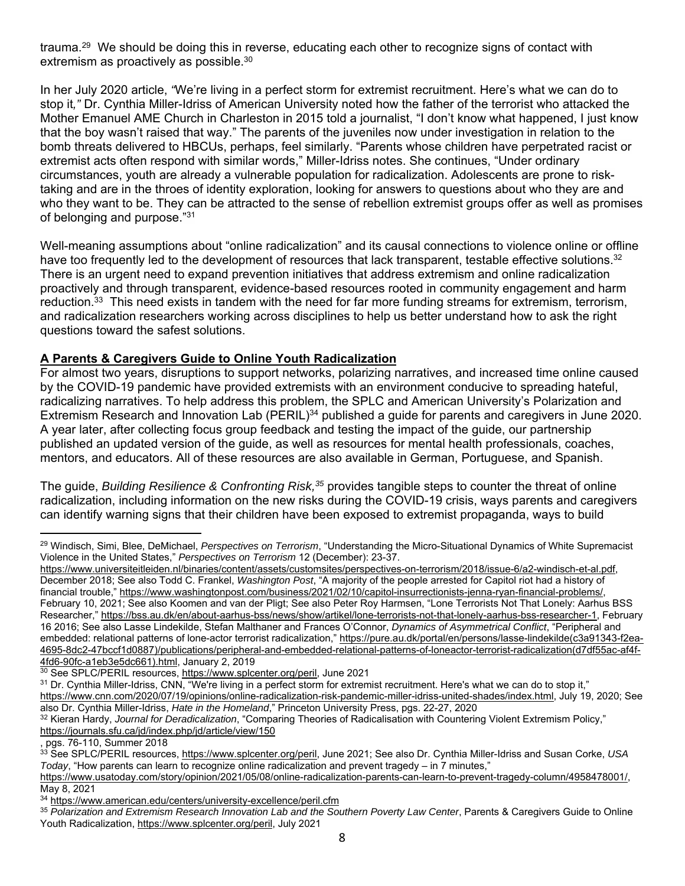trauma.[29] We should be doing this in reverse, educating each other to recognize signs of contact with extremism as proactively as possible.[30]

In her July 2020 article, *"*We're living in a perfect storm for extremist recruitment. Here's what we can do to stop it,*"* Dr. Cynthia Miller-Idriss of American University noted how the father of the terrorist who attacked the Mother Emanuel AME Church in Charleston in 2015 told a journalist, "I don't know what happened, I just know that the boy wasn't raised that way." The parents of the juveniles now under investigation in relation to the bomb threats delivered to HBCUs, perhaps, feel similarly. "Parents whose children have perpetrated racist or extremist acts often respond with similar words," Miller-Idriss notes. She continues, "Under ordinary circumstances, youth are already a vulnerable population for radicalization. Adolescents are prone to risk-taking and are in the throes of identity exploration, looking for answers to questions about who they are and who they want to be. They can be attracted to the sense of rebellion extremist groups offer as well as promises of belonging and purpose."[31]

Well-meaning assumptions about "online radicalization" and its causal connections to violence online or offline have too frequently led to the development of resources that lack transparent, testable effective solutions.[32] There is an urgent need to expand prevention initiatives that address extremism and online radicalization proactively and through transparent, evidence-based resources rooted in community engagement and harm reduction.[33] This need exists in tandem with the need for far more funding streams for extremism, terrorism, and radicalization researchers working across disciplines to help us better understand how to ask the right questions toward the safest solutions.

**A Parents & Caregivers Guide to Online Youth Radicalization**

For almost two years, disruptions to support networks, polarizing narratives, and increased time online caused by the COVID-19 pandemic have provided extremists with an environment conducive to spreading hateful, radicalizing narratives. To help address this problem, the SPLC and American University's Polarization and Extremism Research and Innovation Lab (PERIL)[34] published a guide for parents and caregivers in June 2020. A year later, after collecting focus group feedback and testing the impact of the guide, our partnership published an updated version of the guide, as well as resources for mental health professionals, coaches, mentors, and educators. All of these resources are also available in German, Portuguese, and Spanish.

The guide, *Building Resilience & Confronting Risk,*[35] provides tangible steps to counter the threat of online radicalization, including information on the new risks during the COVID-19 crisis, ways parents and caregivers can identify warning signs that their children have been exposed to extremist propaganda, ways to build

---

[29] Windisch, Simi, Blee, DeMichael, *Perspectives on Terrorism*, "Understanding the Micro-Situational Dynamics of White Supremacist Violence in the United States," *Perspectives on Terrorism* 12 (December): 23-37. https://www.universiteitleiden.nl/binaries/content/assets/customsites/perspectives-on-terrorism/2018/issue-6/a2-windisch-et-al.pdf, December 2018; See also Todd C. Frankel, *Washington Post*, "A majority of the people arrested for Capitol riot had a history of financial trouble," https://www.washingtonpost.com/business/2021/02/10/capitol-insurrectionists-jenna-ryan-financial-problems/, February 10, 2021; See also Koomen and van der Pligt; See also Peter Roy Harmsen, "Lone Terrorists Not That Lonely: Aarhus BSS Researcher," https://bss.au.dk/en/about-aarhus-bss/news/show/artikel/lone-terrorists-not-that-lonely-aarhus-bss-researcher-1, February 16 2016; See also Lasse Lindekilde, Stefan Malthaner and Frances O'Connor, *Dynamics of Asymmetrical Conflict*, "Peripheral and embedded: relational patterns of lone-actor terrorist radicalization," https://pure.au.dk/portal/en/persons/lasse-lindekilde(c3a91343-f2ea-4695-8dc2-47bccf1d0887)/publications/peripheral-and-embedded-relational-patterns-of-loneactor-terrorist-radicalization(d7df55ac-af4f-4fd6-90fc-a1eb3e5dc661).html, January 2, 2019

[30] See SPLC/PERIL resources, https://www.splcenter.org/peril, June 2021

[31] Dr. Cynthia Miller-Idriss, CNN, "We're living in a perfect storm for extremist recruitment. Here's what we can do to stop it," https://www.cnn.com/2020/07/19/opinions/online-radicalization-risk-pandemic-miller-idriss-united-shades/index.html, July 19, 2020; See also Dr. Cynthia Miller-Idriss, *Hate in the Homeland*," Princeton University Press, pgs. 22-27, 2020

[32] Kieran Hardy, *Journal for Deradicalization*, "Comparing Theories of Radicalisation with Countering Violent Extremism Policy," https://journals.sfu.ca/jd/index.php/jd/article/view/150
, pgs. 76-110, Summer 2018

[33] See SPLC/PERIL resources, https://www.splcenter.org/peril, June 2021; See also Dr. Cynthia Miller-Idriss and Susan Corke, *USA Today*, "How parents can learn to recognize online radicalization and prevent tragedy – in 7 minutes," https://www.usatoday.com/story/opinion/2021/05/08/online-radicalization-parents-can-learn-to-prevent-tragedy-column/4958478001/, May 8, 2021

[34] https://www.american.edu/centers/university-excellence/peril.cfm

[35] *Polarization and Extremism Research Innovation Lab and the Southern Poverty Law Center*, Parents & Caregivers Guide to Online Youth Radicalization, https://www.splcenter.org/peril, July 2021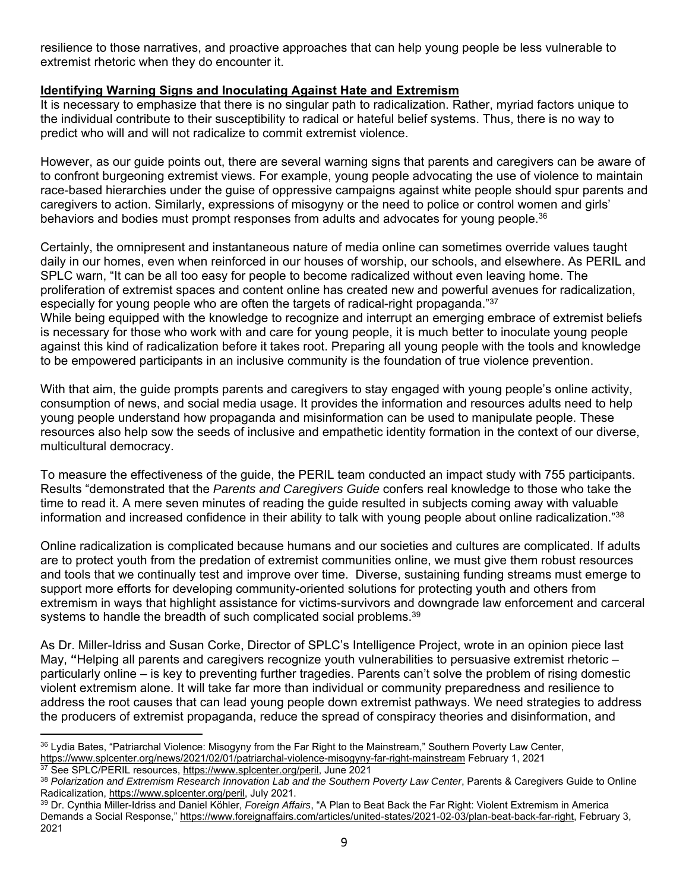resilience to those narratives, and proactive approaches that can help young people be less vulnerable to extremist rhetoric when they do encounter it.

**Identifying Warning Signs and Inoculating Against Hate and Extremism**

It is necessary to emphasize that there is no singular path to radicalization. Rather, myriad factors unique to the individual contribute to their susceptibility to radical or hateful belief systems. Thus, there is no way to predict who will and will not radicalize to commit extremist violence.

However, as our guide points out, there are several warning signs that parents and caregivers can be aware of to confront burgeoning extremist views. For example, young people advocating the use of violence to maintain race-based hierarchies under the guise of oppressive campaigns against white people should spur parents and caregivers to action. Similarly, expressions of misogyny or the need to police or control women and girls' behaviors and bodies must prompt responses from adults and advocates for young people.[36]

Certainly, the omnipresent and instantaneous nature of media online can sometimes override values taught daily in our homes, even when reinforced in our houses of worship, our schools, and elsewhere. As PERIL and SPLC warn, "It can be all too easy for people to become radicalized without even leaving home. The proliferation of extremist spaces and content online has created new and powerful avenues for radicalization, especially for young people who are often the targets of radical-right propaganda."[37]

While being equipped with the knowledge to recognize and interrupt an emerging embrace of extremist beliefs is necessary for those who work with and care for young people, it is much better to inoculate young people against this kind of radicalization before it takes root. Preparing all young people with the tools and knowledge to be empowered participants in an inclusive community is the foundation of true violence prevention.

With that aim, the guide prompts parents and caregivers to stay engaged with young people's online activity, consumption of news, and social media usage. It provides the information and resources adults need to help young people understand how propaganda and misinformation can be used to manipulate people. These resources also help sow the seeds of inclusive and empathetic identity formation in the context of our diverse, multicultural democracy.

To measure the effectiveness of the guide, the PERIL team conducted an impact study with 755 participants. Results "demonstrated that the *Parents and Caregivers Guide* confers real knowledge to those who take the time to read it. A mere seven minutes of reading the guide resulted in subjects coming away with valuable information and increased confidence in their ability to talk with young people about online radicalization."[38]

Online radicalization is complicated because humans and our societies and cultures are complicated. If adults are to protect youth from the predation of extremist communities online, we must give them robust resources and tools that we continually test and improve over time. Diverse, sustaining funding streams must emerge to support more efforts for developing community-oriented solutions for protecting youth and others from extremism in ways that highlight assistance for victims-survivors and downgrade law enforcement and carceral systems to handle the breadth of such complicated social problems.[39]

As Dr. Miller-Idriss and Susan Corke, Director of SPLC's Intelligence Project, wrote in an opinion piece last May, **"**Helping all parents and caregivers recognize youth vulnerabilities to persuasive extremist rhetoric – particularly online – is key to preventing further tragedies. Parents can't solve the problem of rising domestic violent extremism alone. It will take far more than individual or community preparedness and resilience to address the root causes that can lead young people down extremist pathways. We need strategies to address the producers of extremist propaganda, reduce the spread of conspiracy theories and disinformation, and

---

[36] Lydia Bates, "Patriarchal Violence: Misogyny from the Far Right to the Mainstream," Southern Poverty Law Center, https://www.splcenter.org/news/2021/02/01/patriarchal-violence-misogyny-far-right-mainstream February 1, 2021

[37] See SPLC/PERIL resources, https://www.splcenter.org/peril, June 2021

[38] *Polarization and Extremism Research Innovation Lab and the Southern Poverty Law Center*, Parents & Caregivers Guide to Online Radicalization, https://www.splcenter.org/peril, July 2021.

[39] Dr. Cynthia Miller-Idriss and Daniel Köhler, *Foreign Affairs*, "A Plan to Beat Back the Far Right: Violent Extremism in America Demands a Social Response," https://www.foreignaffairs.com/articles/united-states/2021-02-03/plan-beat-back-far-right, February 3, 2021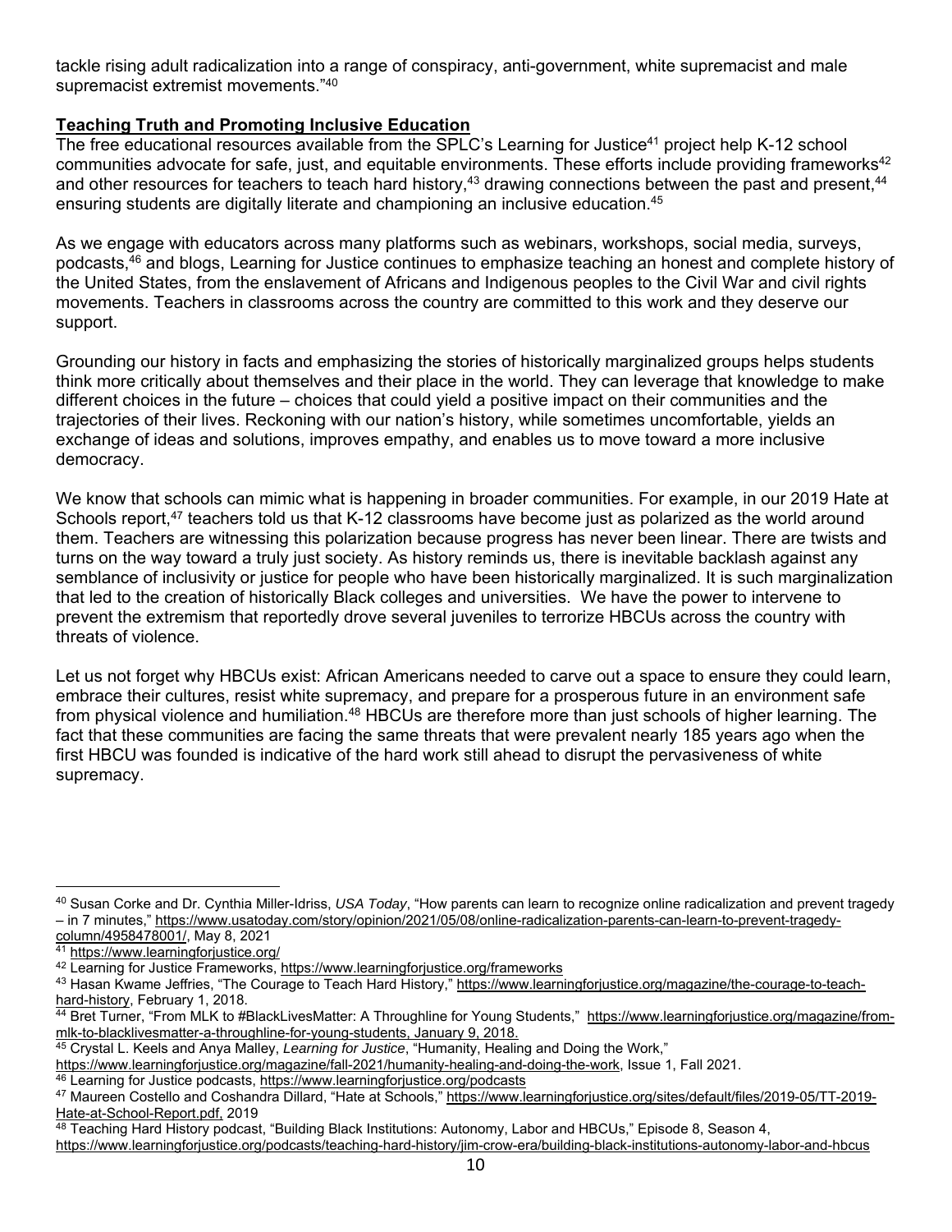tackle rising adult radicalization into a range of conspiracy, anti-government, white supremacist and male supremacist extremist movements."[40]

**Teaching Truth and Promoting Inclusive Education**

The free educational resources available from the SPLC's Learning for Justice[41] project help K-12 school communities advocate for safe, just, and equitable environments. These efforts include providing frameworks[42] and other resources for teachers to teach hard history,[43] drawing connections between the past and present,[44] ensuring students are digitally literate and championing an inclusive education.[45]

As we engage with educators across many platforms such as webinars, workshops, social media, surveys, podcasts,[46] and blogs, Learning for Justice continues to emphasize teaching an honest and complete history of the United States, from the enslavement of Africans and Indigenous peoples to the Civil War and civil rights movements. Teachers in classrooms across the country are committed to this work and they deserve our support.

Grounding our history in facts and emphasizing the stories of historically marginalized groups helps students think more critically about themselves and their place in the world. They can leverage that knowledge to make different choices in the future – choices that could yield a positive impact on their communities and the trajectories of their lives. Reckoning with our nation's history, while sometimes uncomfortable, yields an exchange of ideas and solutions, improves empathy, and enables us to move toward a more inclusive democracy.

We know that schools can mimic what is happening in broader communities. For example, in our 2019 Hate at Schools report,[47] teachers told us that K-12 classrooms have become just as polarized as the world around them. Teachers are witnessing this polarization because progress has never been linear. There are twists and turns on the way toward a truly just society. As history reminds us, there is inevitable backlash against any semblance of inclusivity or justice for people who have been historically marginalized. It is such marginalization that led to the creation of historically Black colleges and universities. We have the power to intervene to prevent the extremism that reportedly drove several juveniles to terrorize HBCUs across the country with threats of violence.

Let us not forget why HBCUs exist: African Americans needed to carve out a space to ensure they could learn, embrace their cultures, resist white supremacy, and prepare for a prosperous future in an environment safe from physical violence and humiliation.[48] HBCUs are therefore more than just schools of higher learning. The fact that these communities are facing the same threats that were prevalent nearly 185 years ago when the first HBCU was founded is indicative of the hard work still ahead to disrupt the pervasiveness of white supremacy.

---

[40] Susan Corke and Dr. Cynthia Miller-Idriss, *USA Today*, "How parents can learn to recognize online radicalization and prevent tragedy – in 7 minutes," https://www.usatoday.com/story/opinion/2021/05/08/online-radicalization-parents-can-learn-to-prevent-tragedy-column/4958478001/, May 8, 2021

[41] https://www.learningforjustice.org/

[42] Learning for Justice Frameworks, https://www.learningforjustice.org/frameworks

[43] Hasan Kwame Jeffries, "The Courage to Teach Hard History," https://www.learningforjustice.org/magazine/the-courage-to-teach-hard-history, February 1, 2018.

[44] Bret Turner, "From MLK to #BlackLivesMatter: A Throughline for Young Students," https://www.learningforjustice.org/magazine/from-mlk-to-blacklivesmatter-a-throughline-for-young-students, January 9, 2018.

[45] Crystal L. Keels and Anya Malley, *Learning for Justice*, "Humanity, Healing and Doing the Work," https://www.learningforjustice.org/magazine/fall-2021/humanity-healing-and-doing-the-work, Issue 1, Fall 2021.

[46] Learning for Justice podcasts, https://www.learningforjustice.org/podcasts

[47] Maureen Costello and Coshandra Dillard, "Hate at Schools," https://www.learningforjustice.org/sites/default/files/2019-05/TT-2019-Hate-at-School-Report.pdf, 2019

[48] Teaching Hard History podcast, "Building Black Institutions: Autonomy, Labor and HBCUs," Episode 8, Season 4, https://www.learningforjustice.org/podcasts/teaching-hard-history/jim-crow-era/building-black-institutions-autonomy-labor-and-hbcus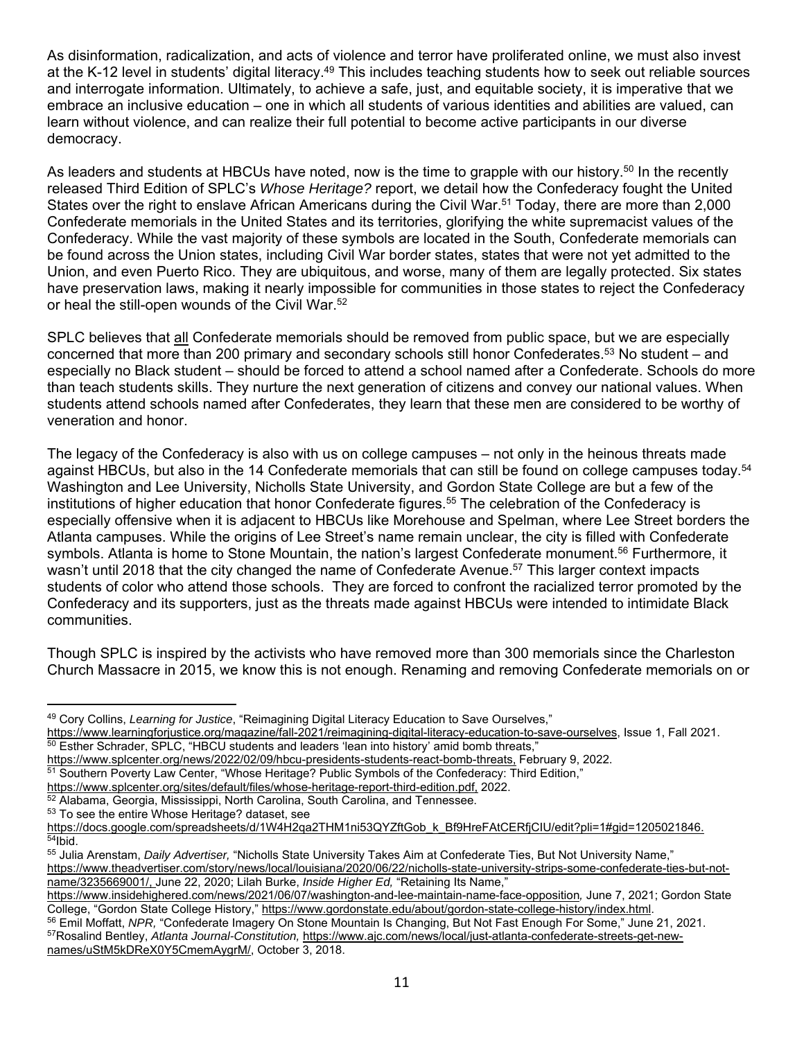As disinformation, radicalization, and acts of violence and terror have proliferated online, we must also invest at the K-12 level in students' digital literacy.[49] This includes teaching students how to seek out reliable sources and interrogate information. Ultimately, to achieve a safe, just, and equitable society, it is imperative that we embrace an inclusive education – one in which all students of various identities and abilities are valued, can learn without violence, and can realize their full potential to become active participants in our diverse democracy.

As leaders and students at HBCUs have noted, now is the time to grapple with our history.[50] In the recently released Third Edition of SPLC's *Whose Heritage?* report, we detail how the Confederacy fought the United States over the right to enslave African Americans during the Civil War.[51] Today, there are more than 2,000 Confederate memorials in the United States and its territories, glorifying the white supremacist values of the Confederacy. While the vast majority of these symbols are located in the South, Confederate memorials can be found across the Union states, including Civil War border states, states that were not yet admitted to the Union, and even Puerto Rico. They are ubiquitous, and worse, many of them are legally protected. Six states have preservation laws, making it nearly impossible for communities in those states to reject the Confederacy or heal the still-open wounds of the Civil War.[52]

SPLC believes that <u>all</u> Confederate memorials should be removed from public space, but we are especially concerned that more than 200 primary and secondary schools still honor Confederates.[53] No student – and especially no Black student – should be forced to attend a school named after a Confederate. Schools do more than teach students skills. They nurture the next generation of citizens and convey our national values. When students attend schools named after Confederates, they learn that these men are considered to be worthy of veneration and honor.

The legacy of the Confederacy is also with us on college campuses – not only in the heinous threats made against HBCUs, but also in the 14 Confederate memorials that can still be found on college campuses today.[54] Washington and Lee University, Nicholls State University, and Gordon State College are but a few of the institutions of higher education that honor Confederate figures.[55] The celebration of the Confederacy is especially offensive when it is adjacent to HBCUs like Morehouse and Spelman, where Lee Street borders the Atlanta campuses. While the origins of Lee Street's name remain unclear, the city is filled with Confederate symbols. Atlanta is home to Stone Mountain, the nation's largest Confederate monument.[56] Furthermore, it wasn't until 2018 that the city changed the name of Confederate Avenue.[57] This larger context impacts students of color who attend those schools. They are forced to confront the racialized terror promoted by the Confederacy and its supporters, just as the threats made against HBCUs were intended to intimidate Black communities.

Though SPLC is inspired by the activists who have removed more than 300 memorials since the Charleston Church Massacre in 2015, we know this is not enough. Renaming and removing Confederate memorials on or

---

[49] Cory Collins, *Learning for Justice*, "Reimagining Digital Literacy Education to Save Ourselves," https://www.learningforjustice.org/magazine/fall-2021/reimagining-digital-literacy-education-to-save-ourselves, Issue 1, Fall 2021.

[50] Esther Schrader, SPLC, "HBCU students and leaders 'lean into history' amid bomb threats," https://www.splcenter.org/news/2022/02/09/hbcu-presidents-students-react-bomb-threats, February 9, 2022.

[51] Southern Poverty Law Center, "Whose Heritage? Public Symbols of the Confederacy: Third Edition," https://www.splcenter.org/sites/default/files/whose-heritage-report-third-edition.pdf, 2022.

[52] Alabama, Georgia, Mississippi, North Carolina, South Carolina, and Tennessee.

[53] To see the entire Whose Heritage? dataset, see https://docs.google.com/spreadsheets/d/1W4H2qa2THM1ni53QYZftGob_k_Bf9HreFAtCERfjCIU/edit?pli=1#gid=1205021846.

[54] Ibid.

[55] Julia Arenstam, *Daily Advertiser,* "Nicholls State University Takes Aim at Confederate Ties, But Not University Name," https://www.theadvertiser.com/story/news/local/louisiana/2020/06/22/nicholls-state-university-strips-some-confederate-ties-but-not-name/3235669001/, June 22, 2020; Lilah Burke, *Inside Higher Ed,* "Retaining Its Name," https://www.insidehighered.com/news/2021/06/07/washington-and-lee-maintain-name-face-opposition*,* June 7, 2021; Gordon State College, "Gordon State College History," https://www.gordonstate.edu/about/gordon-state-college-history/index.html.

[56] Emil Moffatt, *NPR,* "Confederate Imagery On Stone Mountain Is Changing, But Not Fast Enough For Some," June 21, 2021.

[57] Rosalind Bentley, *Atlanta Journal-Constitution,* https://www.ajc.com/news/local/just-atlanta-confederate-streets-get-new-names/uStM5kDReX0Y5CmemAygrM/, October 3, 2018.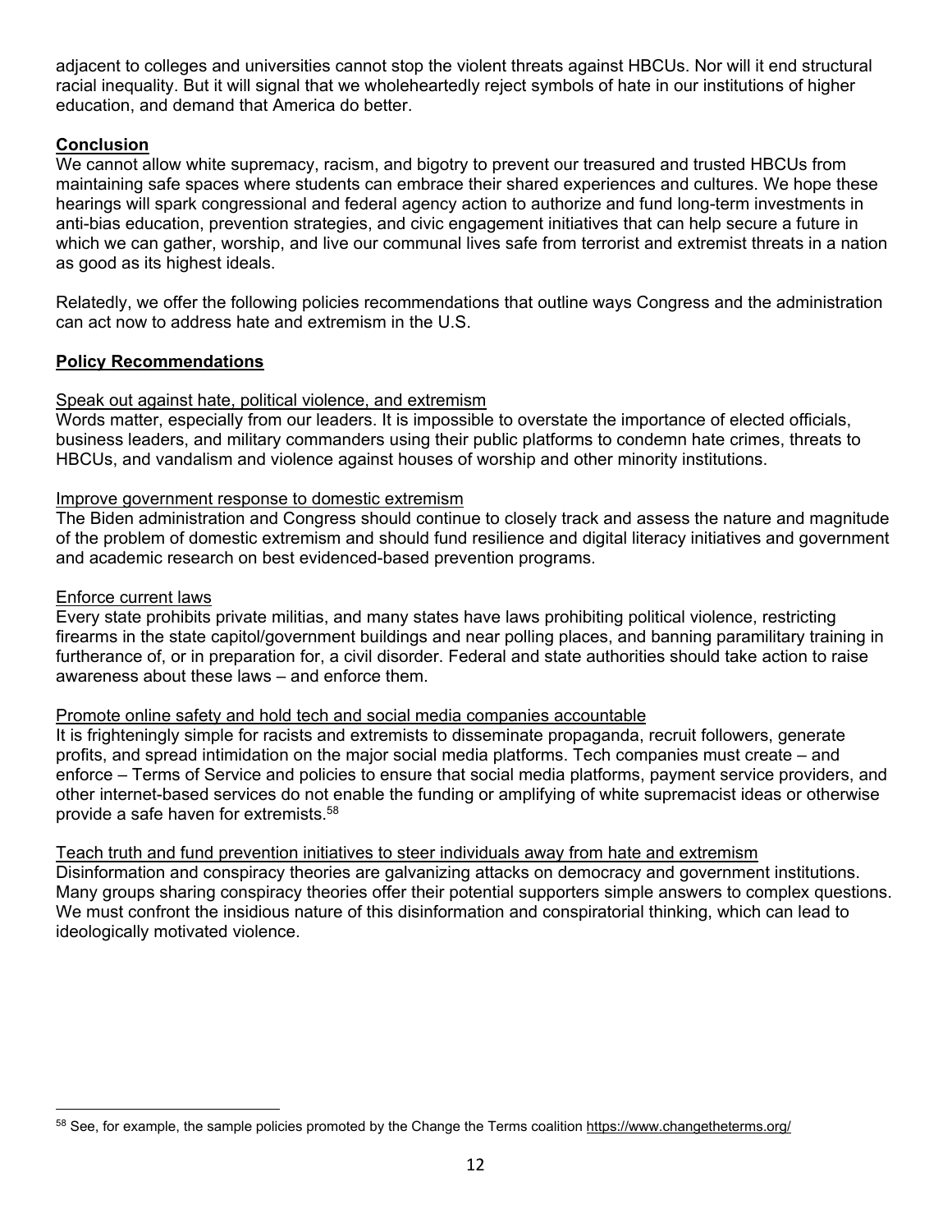adjacent to colleges and universities cannot stop the violent threats against HBCUs. Nor will it end structural racial inequality. But it will signal that we wholeheartedly reject symbols of hate in our institutions of higher education, and demand that America do better.

## Conclusion

We cannot allow white supremacy, racism, and bigotry to prevent our treasured and trusted HBCUs from maintaining safe spaces where students can embrace their shared experiences and cultures. We hope these hearings will spark congressional and federal agency action to authorize and fund long-term investments in anti-bias education, prevention strategies, and civic engagement initiatives that can help secure a future in which we can gather, worship, and live our communal lives safe from terrorist and extremist threats in a nation as good as its highest ideals.

Relatedly, we offer the following policies recommendations that outline ways Congress and the administration can act now to address hate and extremism in the U.S.

## Policy Recommendations

### Speak out against hate, political violence, and extremism

Words matter, especially from our leaders. It is impossible to overstate the importance of elected officials, business leaders, and military commanders using their public platforms to condemn hate crimes, threats to HBCUs, and vandalism and violence against houses of worship and other minority institutions.

### Improve government response to domestic extremism

The Biden administration and Congress should continue to closely track and assess the nature and magnitude of the problem of domestic extremism and should fund resilience and digital literacy initiatives and government and academic research on best evidenced-based prevention programs.

### Enforce current laws

Every state prohibits private militias, and many states have laws prohibiting political violence, restricting firearms in the state capitol/government buildings and near polling places, and banning paramilitary training in furtherance of, or in preparation for, a civil disorder. Federal and state authorities should take action to raise awareness about these laws – and enforce them.

### Promote online safety and hold tech and social media companies accountable

It is frighteningly simple for racists and extremists to disseminate propaganda, recruit followers, generate profits, and spread intimidation on the major social media platforms. Tech companies must create – and enforce – Terms of Service and policies to ensure that social media platforms, payment service providers, and other internet-based services do not enable the funding or amplifying of white supremacist ideas or otherwise provide a safe haven for extremists.[58]

### Teach truth and fund prevention initiatives to steer individuals away from hate and extremism

Disinformation and conspiracy theories are galvanizing attacks on democracy and government institutions. Many groups sharing conspiracy theories offer their potential supporters simple answers to complex questions. We must confront the insidious nature of this disinformation and conspiratorial thinking, which can lead to ideologically motivated violence.

---

[58] See, for example, the sample policies promoted by the Change the Terms coalition https://www.changetheterms.org/